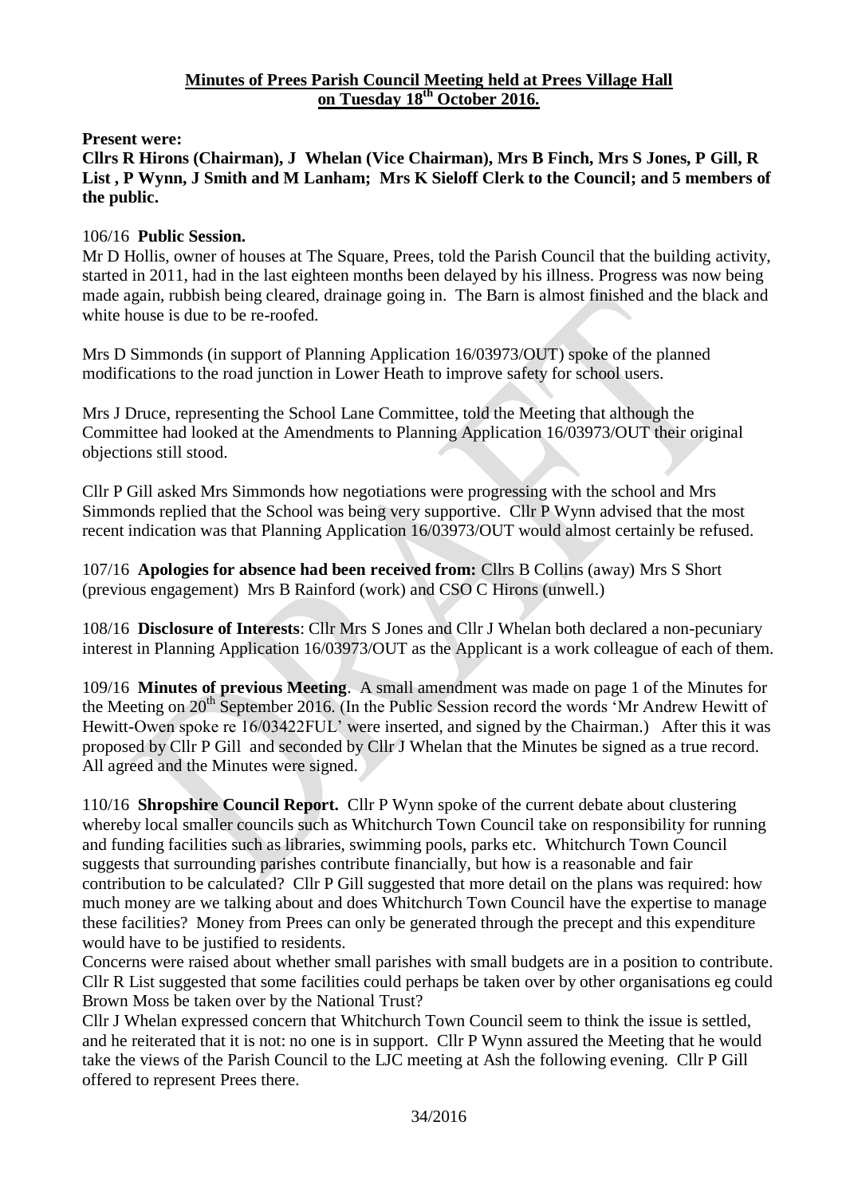**Minutes of Prees Parish Council Meeting held at Prees Village Hall on Tuesday 18th October 2016.**

**Present were:**

**Cllrs R Hirons (Chairman), J Whelan (Vice Chairman), Mrs B Finch, Mrs S Jones, P Gill, R List , P Wynn, J Smith and M Lanham; Mrs K Sieloff Clerk to the Council; and 5 members of the public.**

106/16 **Public Session.**

Mr D Hollis, owner of houses at The Square, Prees, told the Parish Council that the building activity, started in 2011, had in the last eighteen months been delayed by his illness. Progress was now being made again, rubbish being cleared, drainage going in. The Barn is almost finished and the black and white house is due to be re-roofed.

Mrs D Simmonds (in support of Planning Application 16/03973/OUT) spoke of the planned modifications to the road junction in Lower Heath to improve safety for school users.

Mrs J Druce, representing the School Lane Committee, told the Meeting that although the Committee had looked at the Amendments to Planning Application 16/03973/OUT their original objections still stood.

Cllr P Gill asked Mrs Simmonds how negotiations were progressing with the school and Mrs Simmonds replied that the School was being very supportive. Cllr P Wynn advised that the most recent indication was that Planning Application 16/03973/OUT would almost certainly be refused.

107/16 **Apologies for absence had been received from:** Cllrs B Collins (away) Mrs S Short (previous engagement) Mrs B Rainford (work) and CSO C Hirons (unwell.)

108/16 **Disclosure of Interests**: Cllr Mrs S Jones and Cllr J Whelan both declared a non-pecuniary interest in Planning Application 16/03973/OUT as the Applicant is a work colleague of each of them.

109/16 **Minutes of previous Meeting**. A small amendment was made on page 1 of the Minutes for the Meeting on 20th September 2016. (In the Public Session record the words 'Mr Andrew Hewitt of Hewitt-Owen spoke re 16/03422FUL' were inserted, and signed by the Chairman.) After this it was proposed by Cllr P Gill and seconded by Cllr J Whelan that the Minutes be signed as a true record. All agreed and the Minutes were signed.

110/16 **Shropshire Council Report.** Cllr P Wynn spoke of the current debate about clustering whereby local smaller councils such as Whitchurch Town Council take on responsibility for running and funding facilities such as libraries, swimming pools, parks etc. Whitchurch Town Council suggests that surrounding parishes contribute financially, but how is a reasonable and fair contribution to be calculated? Cllr P Gill suggested that more detail on the plans was required: how much money are we talking about and does Whitchurch Town Council have the expertise to manage these facilities? Money from Prees can only be generated through the precept and this expenditure would have to be justified to residents.

Concerns were raised about whether small parishes with small budgets are in a position to contribute. Cllr R List suggested that some facilities could perhaps be taken over by other organisations eg could Brown Moss be taken over by the National Trust?

Cllr J Whelan expressed concern that Whitchurch Town Council seem to think the issue is settled, and he reiterated that it is not: no one is in support. Cllr P Wynn assured the Meeting that he would take the views of the Parish Council to the LJC meeting at Ash the following evening. Cllr P Gill offered to represent Prees there.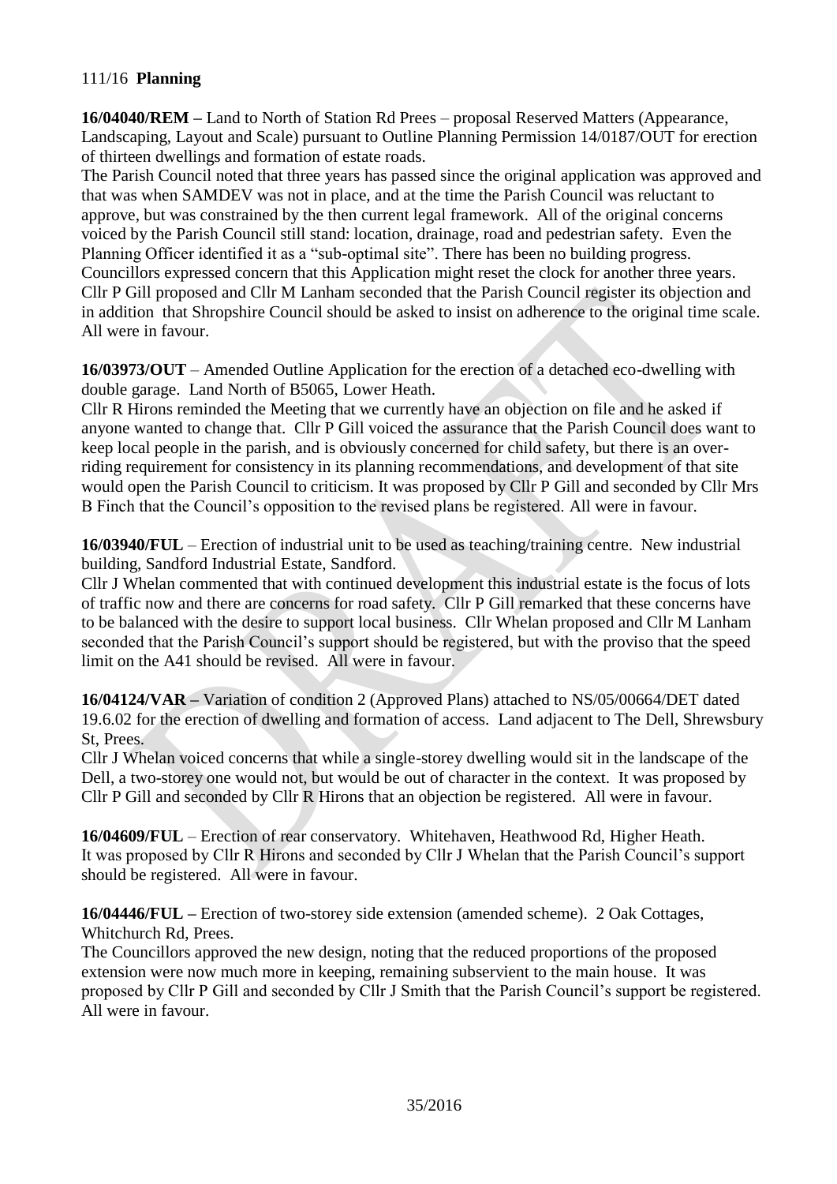111/16 **Planning**

**16/04040/REM –** Land to North of Station Rd Prees – proposal Reserved Matters (Appearance, Landscaping, Layout and Scale) pursuant to Outline Planning Permission 14/0187/OUT for erection of thirteen dwellings and formation of estate roads.

The Parish Council noted that three years has passed since the original application was approved and that was when SAMDEV was not in place, and at the time the Parish Council was reluctant to approve, but was constrained by the then current legal framework. All of the original concerns voiced by the Parish Council still stand: location, drainage, road and pedestrian safety. Even the Planning Officer identified it as a "sub-optimal site". There has been no building progress. Councillors expressed concern that this Application might reset the clock for another three years. Cllr P Gill proposed and Cllr M Lanham seconded that the Parish Council register its objection and in addition that Shropshire Council should be asked to insist on adherence to the original time scale. All were in favour.

**16/03973/OUT** – Amended Outline Application for the erection of a detached eco-dwelling with double garage. Land North of B5065, Lower Heath.

Cllr R Hirons reminded the Meeting that we currently have an objection on file and he asked if anyone wanted to change that. Cllr P Gill voiced the assurance that the Parish Council does want to keep local people in the parish, and is obviously concerned for child safety, but there is an over-riding requirement for consistency in its planning recommendations, and development of that site would open the Parish Council to criticism. It was proposed by Cllr P Gill and seconded by Cllr Mrs B Finch that the Council's opposition to the revised plans be registered. All were in favour.

**16/03940/FUL** – Erection of industrial unit to be used as teaching/training centre. New industrial building, Sandford Industrial Estate, Sandford.

Cllr J Whelan commented that with continued development this industrial estate is the focus of lots of traffic now and there are concerns for road safety. Cllr P Gill remarked that these concerns have to be balanced with the desire to support local business. Cllr Whelan proposed and Cllr M Lanham seconded that the Parish Council's support should be registered, but with the proviso that the speed limit on the A41 should be revised. All were in favour.

**16/04124/VAR –** Variation of condition 2 (Approved Plans) attached to NS/05/00664/DET dated 19.6.02 for the erection of dwelling and formation of access. Land adjacent to The Dell, Shrewsbury St, Prees.

Cllr J Whelan voiced concerns that while a single-storey dwelling would sit in the landscape of the Dell, a two-storey one would not, but would be out of character in the context. It was proposed by Cllr P Gill and seconded by Cllr R Hirons that an objection be registered. All were in favour.

**16/04609/FUL** – Erection of rear conservatory. Whitehaven, Heathwood Rd, Higher Heath.
It was proposed by Cllr R Hirons and seconded by Cllr J Whelan that the Parish Council's support should be registered. All were in favour.

**16/04446/FUL –** Erection of two-storey side extension (amended scheme). 2 Oak Cottages, Whitchurch Rd, Prees.

The Councillors approved the new design, noting that the reduced proportions of the proposed extension were now much more in keeping, remaining subservient to the main house. It was proposed by Cllr P Gill and seconded by Cllr J Smith that the Parish Council's support be registered. All were in favour.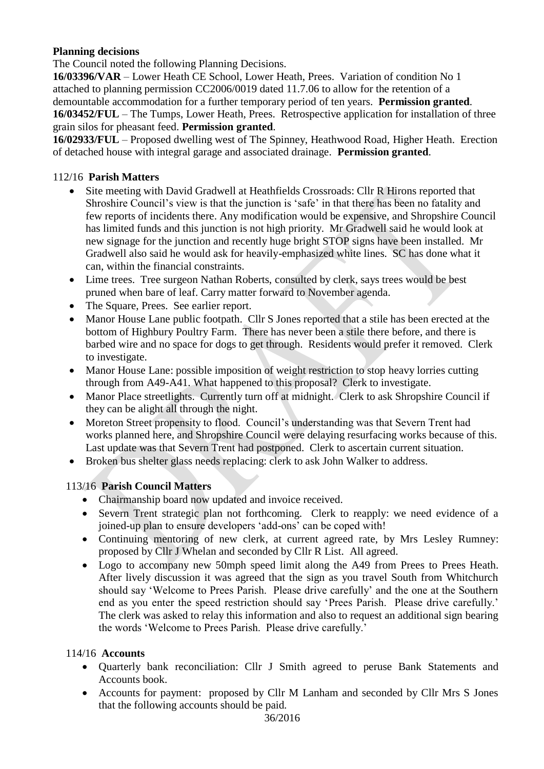**Planning decisions**

The Council noted the following Planning Decisions.

**16/03396/VAR** – Lower Heath CE School, Lower Heath, Prees. Variation of condition No 1 attached to planning permission CC2006/0019 dated 11.7.06 to allow for the retention of a demountable accommodation for a further temporary period of ten years. **Permission granted**.

**16/03452/FUL** – The Tumps, Lower Heath, Prees. Retrospective application for installation of three grain silos for pheasant feed. **Permission granted**.

**16/02933/FUL** – Proposed dwelling west of The Spinney, Heathwood Road, Higher Heath. Erection of detached house with integral garage and associated drainage. **Permission granted**.

112/16 **Parish Matters**

- Site meeting with David Gradwell at Heathfields Crossroads: Cllr R Hirons reported that Shroshire Council's view is that the junction is 'safe' in that there has been no fatality and few reports of incidents there. Any modification would be expensive, and Shropshire Council has limited funds and this junction is not high priority. Mr Gradwell said he would look at new signage for the junction and recently huge bright STOP signs have been installed. Mr Gradwell also said he would ask for heavily-emphasized white lines. SC has done what it can, within the financial constraints.
- Lime trees. Tree surgeon Nathan Roberts, consulted by clerk, says trees would be best pruned when bare of leaf. Carry matter forward to November agenda.
- The Square, Prees. See earlier report.
- Manor House Lane public footpath. Cllr S Jones reported that a stile has been erected at the bottom of Highbury Poultry Farm. There has never been a stile there before, and there is barbed wire and no space for dogs to get through. Residents would prefer it removed. Clerk to investigate.
- Manor House Lane: possible imposition of weight restriction to stop heavy lorries cutting through from A49-A41. What happened to this proposal? Clerk to investigate.
- Manor Place streetlights. Currently turn off at midnight. Clerk to ask Shropshire Council if they can be alight all through the night.
- Moreton Street propensity to flood. Council's understanding was that Severn Trent had works planned here, and Shropshire Council were delaying resurfacing works because of this. Last update was that Severn Trent had postponed. Clerk to ascertain current situation.
- Broken bus shelter glass needs replacing: clerk to ask John Walker to address.

113/16 **Parish Council Matters**

- Chairmanship board now updated and invoice received.
- Severn Trent strategic plan not forthcoming. Clerk to reapply: we need evidence of a joined-up plan to ensure developers 'add-ons' can be coped with!
- Continuing mentoring of new clerk, at current agreed rate, by Mrs Lesley Rumney: proposed by Cllr J Whelan and seconded by Cllr R List. All agreed.
- Logo to accompany new 50mph speed limit along the A49 from Prees to Prees Heath. After lively discussion it was agreed that the sign as you travel South from Whitchurch should say 'Welcome to Prees Parish. Please drive carefully' and the one at the Southern end as you enter the speed restriction should say 'Prees Parish. Please drive carefully.' The clerk was asked to relay this information and also to request an additional sign bearing the words 'Welcome to Prees Parish. Please drive carefully.'

114/16 **Accounts**

- Quarterly bank reconciliation: Cllr J Smith agreed to peruse Bank Statements and Accounts book.
- Accounts for payment: proposed by Cllr M Lanham and seconded by Cllr Mrs S Jones that the following accounts should be paid.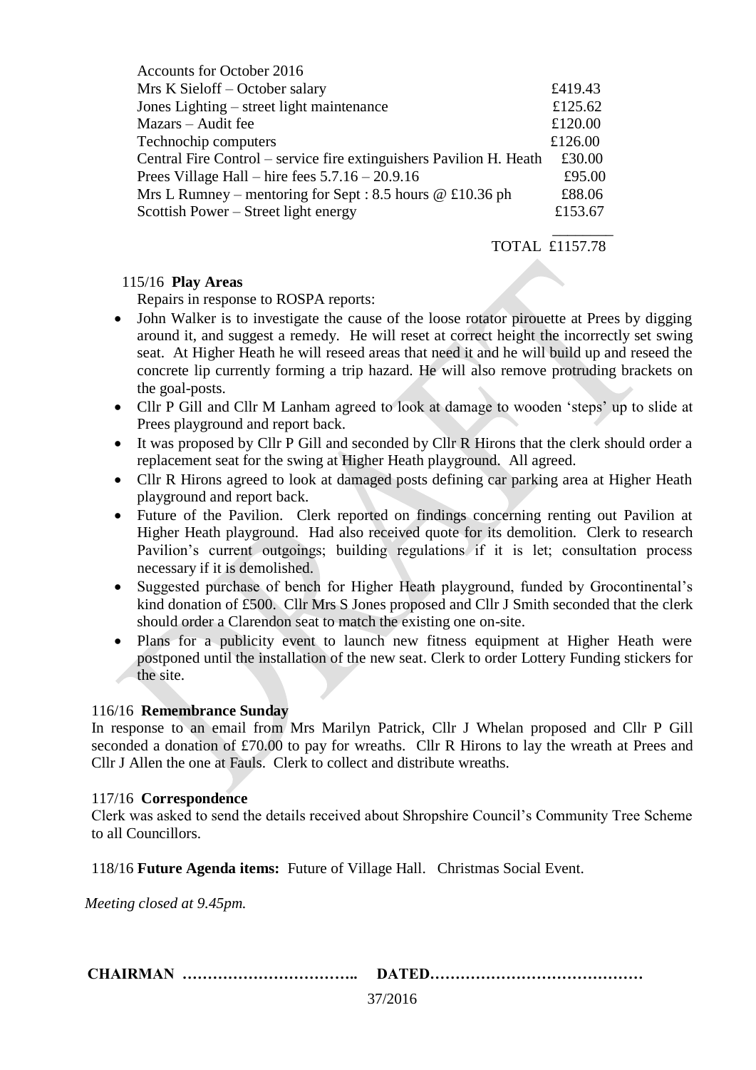Accounts for October 2016

| | |
|---|---|
| Mrs K Sieloff – October salary | £419.43 |
| Jones Lighting – street light maintenance | £125.62 |
| Mazars – Audit fee | £120.00 |
| Technochip computers | £126.00 |
| Central Fire Control – service fire extinguishers Pavilion H. Heath | £30.00 |
| Prees Village Hall – hire fees 5.7.16 – 20.9.16 | £95.00 |
| Mrs L Rumney – mentoring for Sept : 8.5 hours @ £10.36 ph | £88.06 |
| Scottish Power – Street light energy | £153.67 |
| TOTAL | £1157.78 |

115/16 **Play Areas**

Repairs in response to ROSPA reports:

- John Walker is to investigate the cause of the loose rotator pirouette at Prees by digging around it, and suggest a remedy. He will reset at correct height the incorrectly set swing seat. At Higher Heath he will reseed areas that need it and he will build up and reseed the concrete lip currently forming a trip hazard. He will also remove protruding brackets on the goal-posts.
- Cllr P Gill and Cllr M Lanham agreed to look at damage to wooden 'steps' up to slide at Prees playground and report back.
- It was proposed by Cllr P Gill and seconded by Cllr R Hirons that the clerk should order a replacement seat for the swing at Higher Heath playground. All agreed.
- Cllr R Hirons agreed to look at damaged posts defining car parking area at Higher Heath playground and report back.
- Future of the Pavilion. Clerk reported on findings concerning renting out Pavilion at Higher Heath playground. Had also received quote for its demolition. Clerk to research Pavilion's current outgoings; building regulations if it is let; consultation process necessary if it is demolished.
- Suggested purchase of bench for Higher Heath playground, funded by Grocontinental's kind donation of £500. Cllr Mrs S Jones proposed and Cllr J Smith seconded that the clerk should order a Clarendon seat to match the existing one on-site.
- Plans for a publicity event to launch new fitness equipment at Higher Heath were postponed until the installation of the new seat. Clerk to order Lottery Funding stickers for the site.

116/16 **Remembrance Sunday**

In response to an email from Mrs Marilyn Patrick, Cllr J Whelan proposed and Cllr P Gill seconded a donation of £70.00 to pay for wreaths. Cllr R Hirons to lay the wreath at Prees and Cllr J Allen the one at Fauls. Clerk to collect and distribute wreaths.

117/16 **Correspondence**

Clerk was asked to send the details received about Shropshire Council's Community Tree Scheme to all Councillors.

118/16 **Future Agenda items:** Future of Village Hall. Christmas Social Event.

*Meeting closed at 9.45pm.*

**CHAIRMAN …………………………….. DATED……………………………………**

37/2016